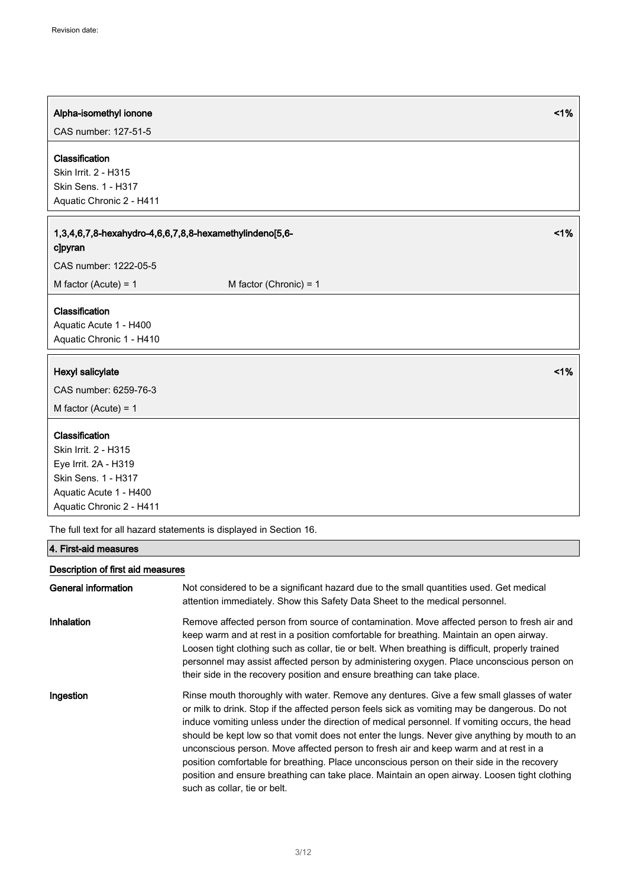**Alpha-isomethyl ionone** <1%

CAS number: 127-51-5

**Classification**

Skin Irrit. 2 - H315
Skin Sens. 1 - H317
Aquatic Chronic 2 - H411

**1,3,4,6,7,8-hexahydro-4,6,6,7,8,8-hexamethylindeno[5,6-c]pyran** <1%

CAS number: 1222-05-5

M factor (Acute) = 1 M factor (Chronic) = 1

**Classification**

Aquatic Acute 1 - H400
Aquatic Chronic 1 - H410

**Hexyl salicylate** <1%

CAS number: 6259-76-3

M factor (Acute) = 1

**Classification**

Skin Irrit. 2 - H315
Eye Irrit. 2A - H319
Skin Sens. 1 - H317
Aquatic Acute 1 - H400
Aquatic Chronic 2 - H411

The full text for all hazard statements is displayed in Section 16.

## 4. First-aid measures

### Description of first aid measures

**General information** Not considered to be a significant hazard due to the small quantities used. Get medical attention immediately. Show this Safety Data Sheet to the medical personnel.

**Inhalation** Remove affected person from source of contamination. Move affected person to fresh air and keep warm and at rest in a position comfortable for breathing. Maintain an open airway. Loosen tight clothing such as collar, tie or belt. When breathing is difficult, properly trained personnel may assist affected person by administering oxygen. Place unconscious person on their side in the recovery position and ensure breathing can take place.

**Ingestion** Rinse mouth thoroughly with water. Remove any dentures. Give a few small glasses of water or milk to drink. Stop if the affected person feels sick as vomiting may be dangerous. Do not induce vomiting unless under the direction of medical personnel. If vomiting occurs, the head should be kept low so that vomit does not enter the lungs. Never give anything by mouth to an unconscious person. Move affected person to fresh air and keep warm and at rest in a position comfortable for breathing. Place unconscious person on their side in the recovery position and ensure breathing can take place. Maintain an open airway. Loosen tight clothing such as collar, tie or belt.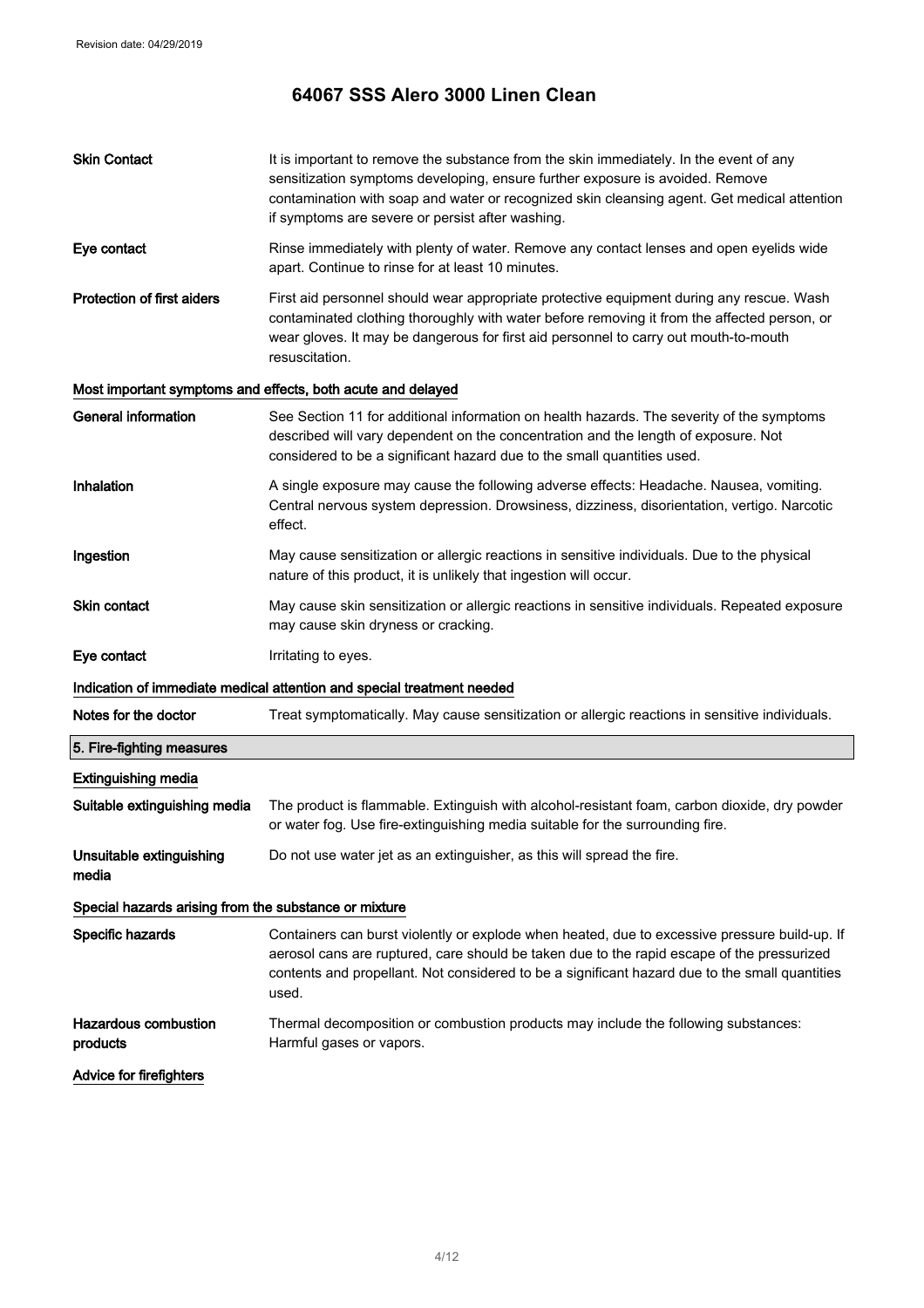| | |
|---|---|
| **Skin Contact** | It is important to remove the substance from the skin immediately. In the event of any sensitization symptoms developing, ensure further exposure is avoided. Remove contamination with soap and water or recognized skin cleansing agent. Get medical attention if symptoms are severe or persist after washing. |
| **Eye contact** | Rinse immediately with plenty of water. Remove any contact lenses and open eyelids wide apart. Continue to rinse for at least 10 minutes. |
| **Protection of first aiders** | First aid personnel should wear appropriate protective equipment during any rescue. Wash contaminated clothing thoroughly with water before removing it from the affected person, or wear gloves. It may be dangerous for first aid personnel to carry out mouth-to-mouth resuscitation. |

### Most important symptoms and effects, both acute and delayed

| | |
|---|---|
| **General information** | See Section 11 for additional information on health hazards. The severity of the symptoms described will vary dependent on the concentration and the length of exposure. Not considered to be a significant hazard due to the small quantities used. |
| **Inhalation** | A single exposure may cause the following adverse effects: Headache. Nausea, vomiting. Central nervous system depression. Drowsiness, dizziness, disorientation, vertigo. Narcotic effect. |
| **Ingestion** | May cause sensitization or allergic reactions in sensitive individuals. Due to the physical nature of this product, it is unlikely that ingestion will occur. |
| **Skin contact** | May cause skin sensitization or allergic reactions in sensitive individuals. Repeated exposure may cause skin dryness or cracking. |
| **Eye contact** | Irritating to eyes. |

### Indication of immediate medical attention and special treatment needed

| | |
|---|---|
| **Notes for the doctor** | Treat symptomatically. May cause sensitization or allergic reactions in sensitive individuals. |

## 5. Fire-fighting measures

### Extinguishing media

| | |
|---|---|
| **Suitable extinguishing media** | The product is flammable. Extinguish with alcohol-resistant foam, carbon dioxide, dry powder or water fog. Use fire-extinguishing media suitable for the surrounding fire. |
| **Unsuitable extinguishing media** | Do not use water jet as an extinguisher, as this will spread the fire. |

### Special hazards arising from the substance or mixture

| | |
|---|---|
| **Specific hazards** | Containers can burst violently or explode when heated, due to excessive pressure build-up. If aerosol cans are ruptured, care should be taken due to the rapid escape of the pressurized contents and propellant. Not considered to be a significant hazard due to the small quantities used. |
| **Hazardous combustion products** | Thermal decomposition or combustion products may include the following substances: Harmful gases or vapors. |

### Advice for firefighters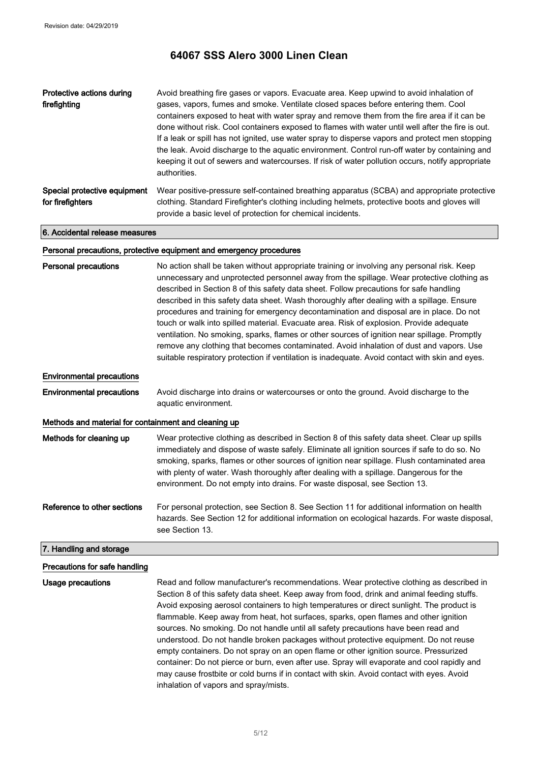| | |
|---|---|
| **Protective actions during firefighting** | Avoid breathing fire gases or vapors. Evacuate area. Keep upwind to avoid inhalation of gases, vapors, fumes and smoke. Ventilate closed spaces before entering them. Cool containers exposed to heat with water spray and remove them from the fire area if it can be done without risk. Cool containers exposed to flames with water until well after the fire is out. If a leak or spill has not ignited, use water spray to disperse vapors and protect men stopping the leak. Avoid discharge to the aquatic environment. Control run-off water by containing and keeping it out of sewers and watercourses. If risk of water pollution occurs, notify appropriate authorities. |
| **Special protective equipment for firefighters** | Wear positive-pressure self-contained breathing apparatus (SCBA) and appropriate protective clothing. Standard Firefighter's clothing including helmets, protective boots and gloves will provide a basic level of protection for chemical incidents. |

## 6. Accidental release measures

### Personal precautions, protective equipment and emergency procedures

| | |
|---|---|
| **Personal precautions** | No action shall be taken without appropriate training or involving any personal risk. Keep unnecessary and unprotected personnel away from the spillage. Wear protective clothing as described in Section 8 of this safety data sheet. Follow precautions for safe handling described in this safety data sheet. Wash thoroughly after dealing with a spillage. Ensure procedures and training for emergency decontamination and disposal are in place. Do not touch or walk into spilled material. Evacuate area. Risk of explosion. Provide adequate ventilation. No smoking, sparks, flames or other sources of ignition near spillage. Promptly remove any clothing that becomes contaminated. Avoid inhalation of dust and vapors. Use suitable respiratory protection if ventilation is inadequate. Avoid contact with skin and eyes. |

### Environmental precautions

| | |
|---|---|
| **Environmental precautions** | Avoid discharge into drains or watercourses or onto the ground. Avoid discharge to the aquatic environment. |

### Methods and material for containment and cleaning up

| | |
|---|---|
| **Methods for cleaning up** | Wear protective clothing as described in Section 8 of this safety data sheet. Clear up spills immediately and dispose of waste safely. Eliminate all ignition sources if safe to do so. No smoking, sparks, flames or other sources of ignition near spillage. Flush contaminated area with plenty of water. Wash thoroughly after dealing with a spillage. Dangerous for the environment. Do not empty into drains. For waste disposal, see Section 13. |
| **Reference to other sections** | For personal protection, see Section 8. See Section 11 for additional information on health hazards. See Section 12 for additional information on ecological hazards. For waste disposal, see Section 13. |

## 7. Handling and storage

### Precautions for safe handling

| | |
|---|---|
| **Usage precautions** | Read and follow manufacturer's recommendations. Wear protective clothing as described in Section 8 of this safety data sheet. Keep away from food, drink and animal feeding stuffs. Avoid exposing aerosol containers to high temperatures or direct sunlight. The product is flammable. Keep away from heat, hot surfaces, sparks, open flames and other ignition sources. No smoking. Do not handle until all safety precautions have been read and understood. Do not handle broken packages without protective equipment. Do not reuse empty containers. Do not spray on an open flame or other ignition source. Pressurized container: Do not pierce or burn, even after use. Spray will evaporate and cool rapidly and may cause frostbite or cold burns if in contact with skin. Avoid contact with eyes. Avoid inhalation of vapors and spray/mists. |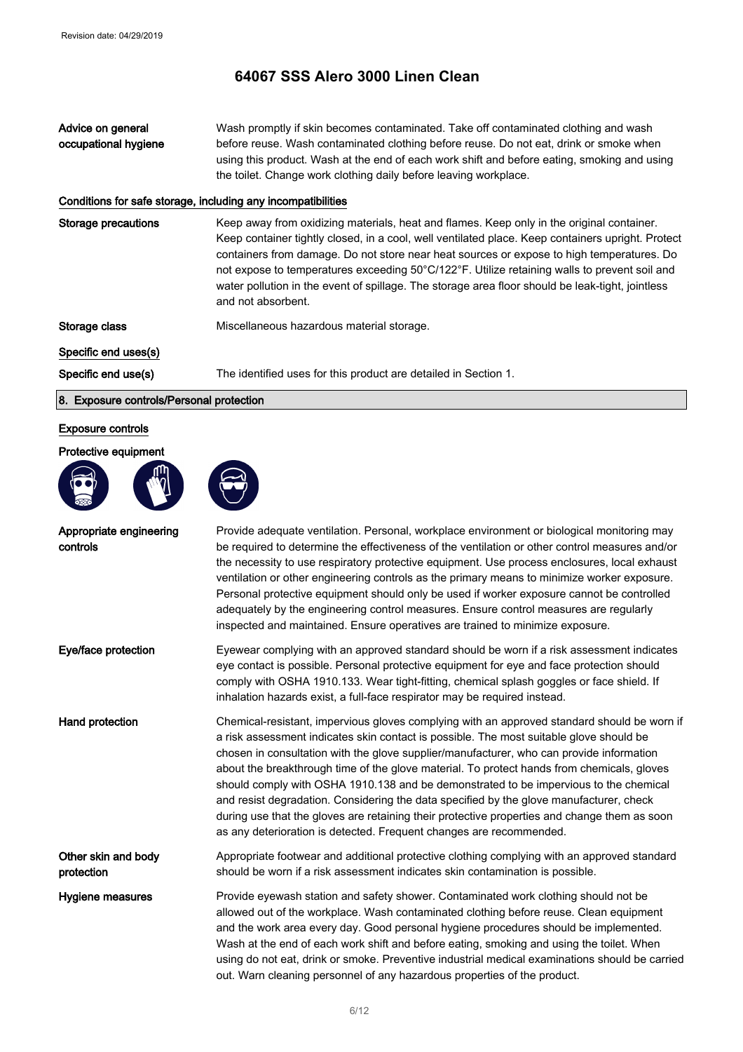# 64067 SSS Alero 3000 Linen Clean

Revision date: 04/29/2019

| | |
|---|---|
| **Advice on general occupational hygiene** | Wash promptly if skin becomes contaminated. Take off contaminated clothing and wash before reuse. Wash contaminated clothing before reuse. Do not eat, drink or smoke when using this product. Wash at the end of each work shift and before eating, smoking and using the toilet. Change work clothing daily before leaving workplace. |

### Conditions for safe storage, including any incompatibilities

| | |
|---|---|
| **Storage precautions** | Keep away from oxidizing materials, heat and flames. Keep only in the original container. Keep container tightly closed, in a cool, well ventilated place. Keep containers upright. Protect containers from damage. Do not store near heat sources or expose to high temperatures. Do not expose to temperatures exceeding 50°C/122°F. Utilize retaining walls to prevent soil and water pollution in the event of spillage. The storage area floor should be leak-tight, jointless and not absorbent. |
| **Storage class** | Miscellaneous hazardous material storage. |

### Specific end uses(s)

| | |
|---|---|
| **Specific end use(s)** | The identified uses for this product are detailed in Section 1. |

## 8. Exposure controls/Personal protection

### Exposure controls

### Protective equipment

| | |
|---|---|
| **Appropriate engineering controls** | Provide adequate ventilation. Personal, workplace environment or biological monitoring may be required to determine the effectiveness of the ventilation or other control measures and/or the necessity to use respiratory protective equipment. Use process enclosures, local exhaust ventilation or other engineering controls as the primary means to minimize worker exposure. Personal protective equipment should only be used if worker exposure cannot be controlled adequately by the engineering control measures. Ensure control measures are regularly inspected and maintained. Ensure operatives are trained to minimize exposure. |
| **Eye/face protection** | Eyewear complying with an approved standard should be worn if a risk assessment indicates eye contact is possible. Personal protective equipment for eye and face protection should comply with OSHA 1910.133. Wear tight-fitting, chemical splash goggles or face shield. If inhalation hazards exist, a full-face respirator may be required instead. |
| **Hand protection** | Chemical-resistant, impervious gloves complying with an approved standard should be worn if a risk assessment indicates skin contact is possible. The most suitable glove should be chosen in consultation with the glove supplier/manufacturer, who can provide information about the breakthrough time of the glove material. To protect hands from chemicals, gloves should comply with OSHA 1910.138 and be demonstrated to be impervious to the chemical and resist degradation. Considering the data specified by the glove manufacturer, check during use that the gloves are retaining their protective properties and change them as soon as any deterioration is detected. Frequent changes are recommended. |
| **Other skin and body protection** | Appropriate footwear and additional protective clothing complying with an approved standard should be worn if a risk assessment indicates skin contamination is possible. |
| **Hygiene measures** | Provide eyewash station and safety shower. Contaminated work clothing should not be allowed out of the workplace. Wash contaminated clothing before reuse. Clean equipment and the work area every day. Good personal hygiene procedures should be implemented. Wash at the end of each work shift and before eating, smoking and using the toilet. When using do not eat, drink or smoke. Preventive industrial medical examinations should be carried out. Warn cleaning personnel of any hazardous properties of the product. |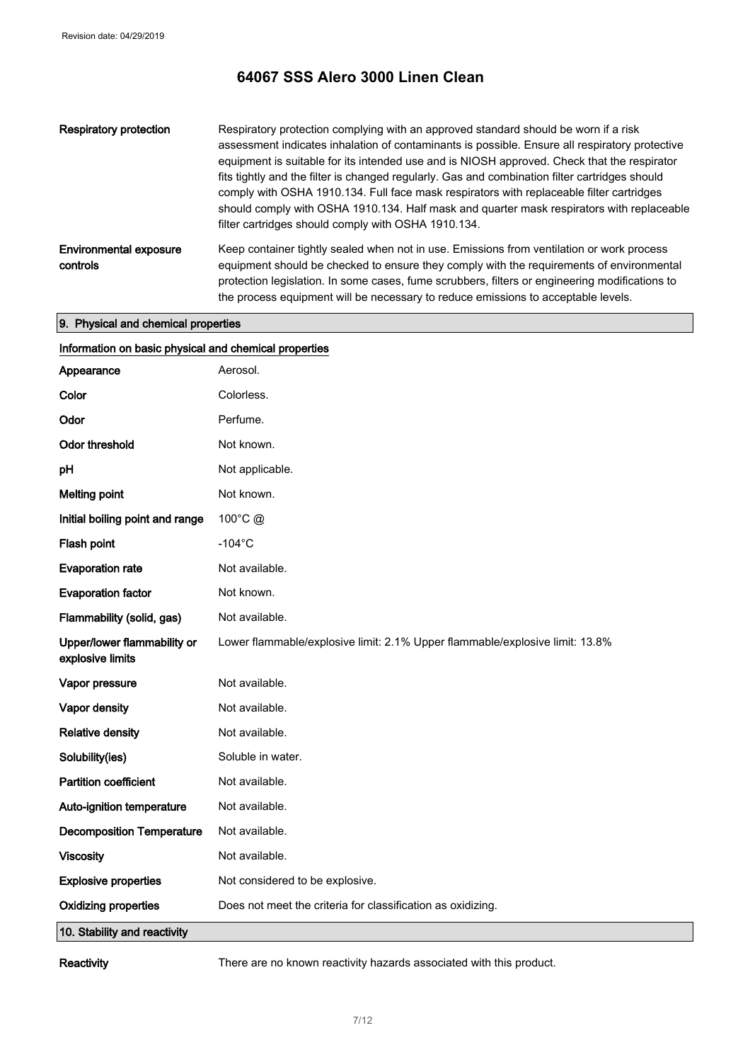| | |
|---|---|
| **Respiratory protection** | Respiratory protection complying with an approved standard should be worn if a risk assessment indicates inhalation of contaminants is possible. Ensure all respiratory protective equipment is suitable for its intended use and is NIOSH approved. Check that the respirator fits tightly and the filter is changed regularly. Gas and combination filter cartridges should comply with OSHA 1910.134. Full face mask respirators with replaceable filter cartridges should comply with OSHA 1910.134. Half mask and quarter mask respirators with replaceable filter cartridges should comply with OSHA 1910.134. |
| **Environmental exposure controls** | Keep container tightly sealed when not in use. Emissions from ventilation or work process equipment should be checked to ensure they comply with the requirements of environmental protection legislation. In some cases, fume scrubbers, filters or engineering modifications to the process equipment will be necessary to reduce emissions to acceptable levels. |

## 9. Physical and chemical properties

### Information on basic physical and chemical properties

| | |
|---|---|
| **Appearance** | Aerosol. |
| **Color** | Colorless. |
| **Odor** | Perfume. |
| **Odor threshold** | Not known. |
| **pH** | Not applicable. |
| **Melting point** | Not known. |
| **Initial boiling point and range** | 100°C @ |
| **Flash point** | -104°C |
| **Evaporation rate** | Not available. |
| **Evaporation factor** | Not known. |
| **Flammability (solid, gas)** | Not available. |
| **Upper/lower flammability or explosive limits** | Lower flammable/explosive limit: 2.1% Upper flammable/explosive limit: 13.8% |
| **Vapor pressure** | Not available. |
| **Vapor density** | Not available. |
| **Relative density** | Not available. |
| **Solubility(ies)** | Soluble in water. |
| **Partition coefficient** | Not available. |
| **Auto-ignition temperature** | Not available. |
| **Decomposition Temperature** | Not available. |
| **Viscosity** | Not available. |
| **Explosive properties** | Not considered to be explosive. |
| **Oxidizing properties** | Does not meet the criteria for classification as oxidizing. |

## 10. Stability and reactivity

| | |
|---|---|
| **Reactivity** | There are no known reactivity hazards associated with this product. |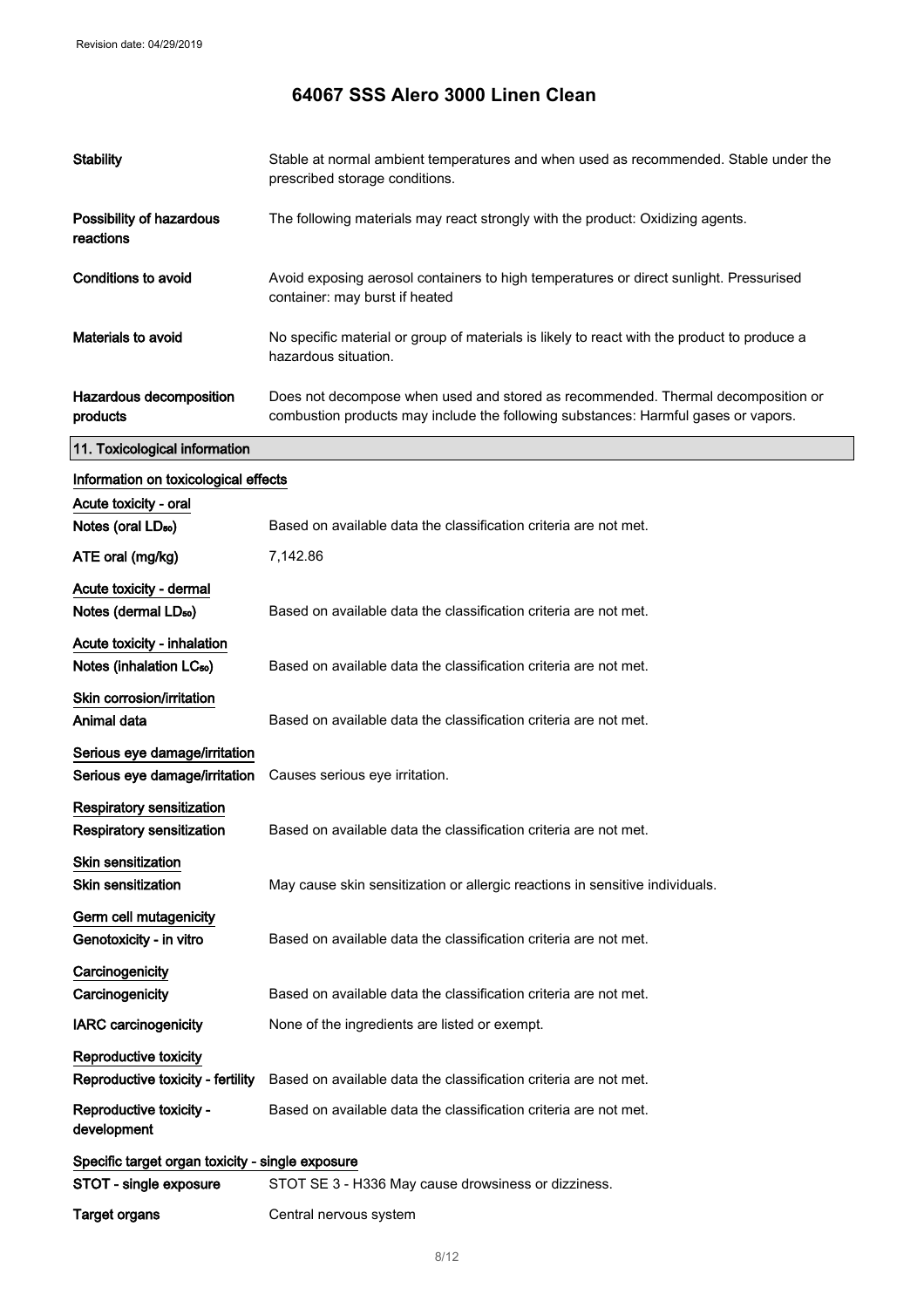Revision date: 04/29/2019

# 64067 SSS Alero 3000 Linen Clean

| | |
|---|---|
| **Stability** | Stable at normal ambient temperatures and when used as recommended. Stable under the prescribed storage conditions. |
| **Possibility of hazardous reactions** | The following materials may react strongly with the product: Oxidizing agents. |
| **Conditions to avoid** | Avoid exposing aerosol containers to high temperatures or direct sunlight. Pressurised container: may burst if heated |
| **Materials to avoid** | No specific material or group of materials is likely to react with the product to produce a hazardous situation. |
| **Hazardous decomposition products** | Does not decompose when used and stored as recommended. Thermal decomposition or combustion products may include the following substances: Harmful gases or vapors. |

## 11. Toxicological information

### Information on toxicological effects

**Acute toxicity - oral**

| | |
|---|---|
| **Notes (oral $LD_{50}$)** | Based on available data the classification criteria are not met. |
| **ATE oral (mg/kg)** | 7,142.86 |

**Acute toxicity - dermal**

| | |
|---|---|
| **Notes (dermal $LD_{50}$)** | Based on available data the classification criteria are not met. |

**Acute toxicity - inhalation**

| | |
|---|---|
| **Notes (inhalation $LC_{50}$)** | Based on available data the classification criteria are not met. |

**Skin corrosion/irritation**

| | |
|---|---|
| **Animal data** | Based on available data the classification criteria are not met. |

**Serious eye damage/irritation**

| | |
|---|---|
| **Serious eye damage/irritation** | Causes serious eye irritation. |

**Respiratory sensitization**

| | |
|---|---|
| **Respiratory sensitization** | Based on available data the classification criteria are not met. |

**Skin sensitization**

| | |
|---|---|
| **Skin sensitization** | May cause skin sensitization or allergic reactions in sensitive individuals. |

**Germ cell mutagenicity**

| | |
|---|---|
| **Genotoxicity - in vitro** | Based on available data the classification criteria are not met. |

**Carcinogenicity**

| | |
|---|---|
| **Carcinogenicity** | Based on available data the classification criteria are not met. |
| **IARC carcinogenicity** | None of the ingredients are listed or exempt. |

**Reproductive toxicity**

| | |
|---|---|
| **Reproductive toxicity - fertility** | Based on available data the classification criteria are not met. |
| **Reproductive toxicity - development** | Based on available data the classification criteria are not met. |

**Specific target organ toxicity - single exposure**

| | |
|---|---|
| **STOT - single exposure** | STOT SE 3 - H336 May cause drowsiness or dizziness. |
| **Target organs** | Central nervous system |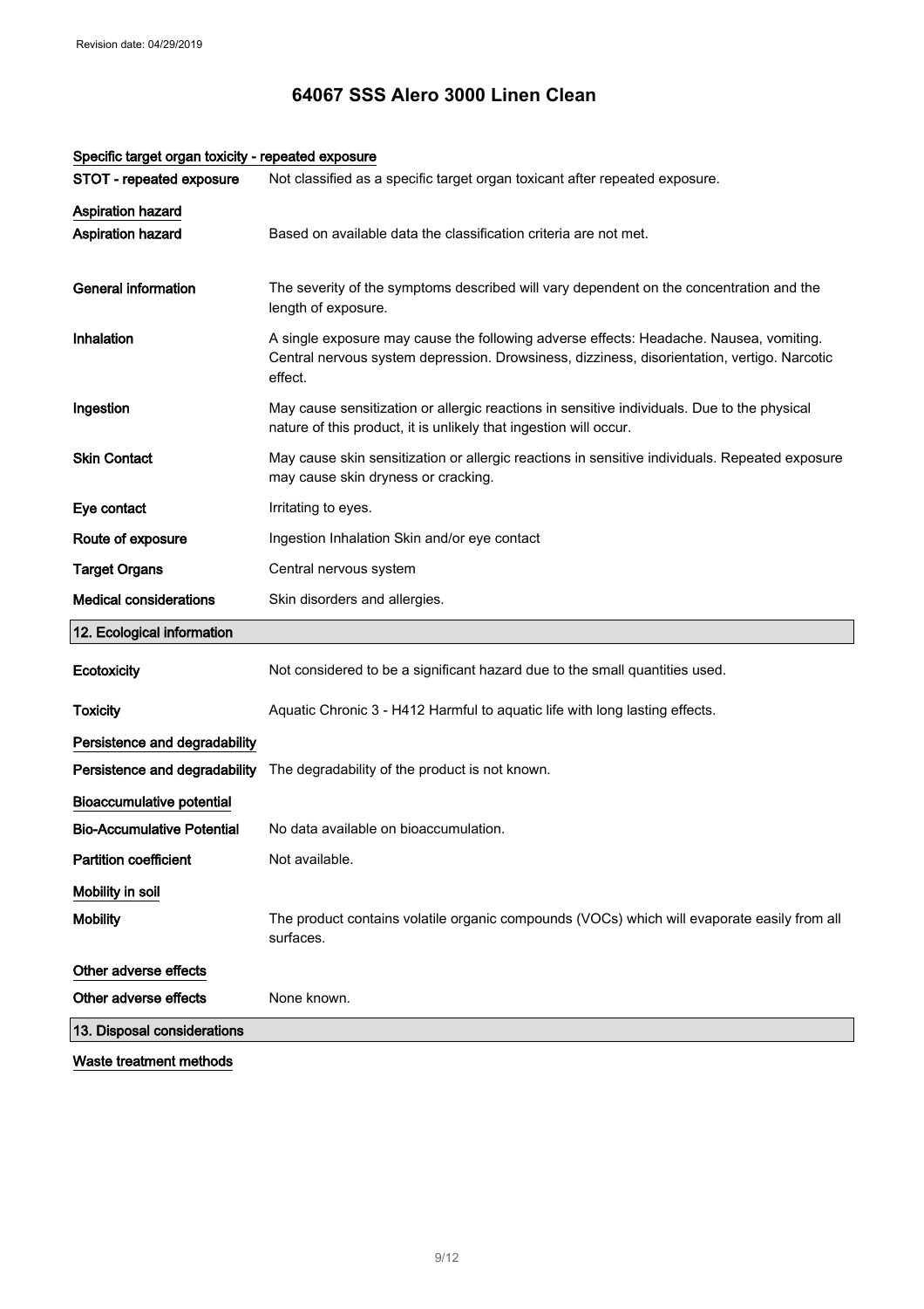# 64067 SSS Alero 3000 Linen Clean

### Specific target organ toxicity - repeated exposure

| | |
|---|---|
| **STOT - repeated exposure** | Not classified as a specific target organ toxicant after repeated exposure. |

### Aspiration hazard

| | |
|---|---|
| **Aspiration hazard** | Based on available data the classification criteria are not met. |
| **General information** | The severity of the symptoms described will vary dependent on the concentration and the length of exposure. |
| **Inhalation** | A single exposure may cause the following adverse effects: Headache. Nausea, vomiting. Central nervous system depression. Drowsiness, dizziness, disorientation, vertigo. Narcotic effect. |
| **Ingestion** | May cause sensitization or allergic reactions in sensitive individuals. Due to the physical nature of this product, it is unlikely that ingestion will occur. |
| **Skin Contact** | May cause skin sensitization or allergic reactions in sensitive individuals. Repeated exposure may cause skin dryness or cracking. |
| **Eye contact** | Irritating to eyes. |
| **Route of exposure** | Ingestion Inhalation Skin and/or eye contact |
| **Target Organs** | Central nervous system |
| **Medical considerations** | Skin disorders and allergies. |

## 12. Ecological information

| | |
|---|---|
| **Ecotoxicity** | Not considered to be a significant hazard due to the small quantities used. |
| **Toxicity** | Aquatic Chronic 3 - H412 Harmful to aquatic life with long lasting effects. |

### Persistence and degradability

| | |
|---|---|
| **Persistence and degradability** | The degradability of the product is not known. |

### Bioaccumulative potential

| | |
|---|---|
| **Bio-Accumulative Potential** | No data available on bioaccumulation. |
| **Partition coefficient** | Not available. |

### Mobility in soil

| | |
|---|---|
| **Mobility** | The product contains volatile organic compounds (VOCs) which will evaporate easily from all surfaces. |

### Other adverse effects

| | |
|---|---|
| **Other adverse effects** | None known. |

## 13. Disposal considerations

### Waste treatment methods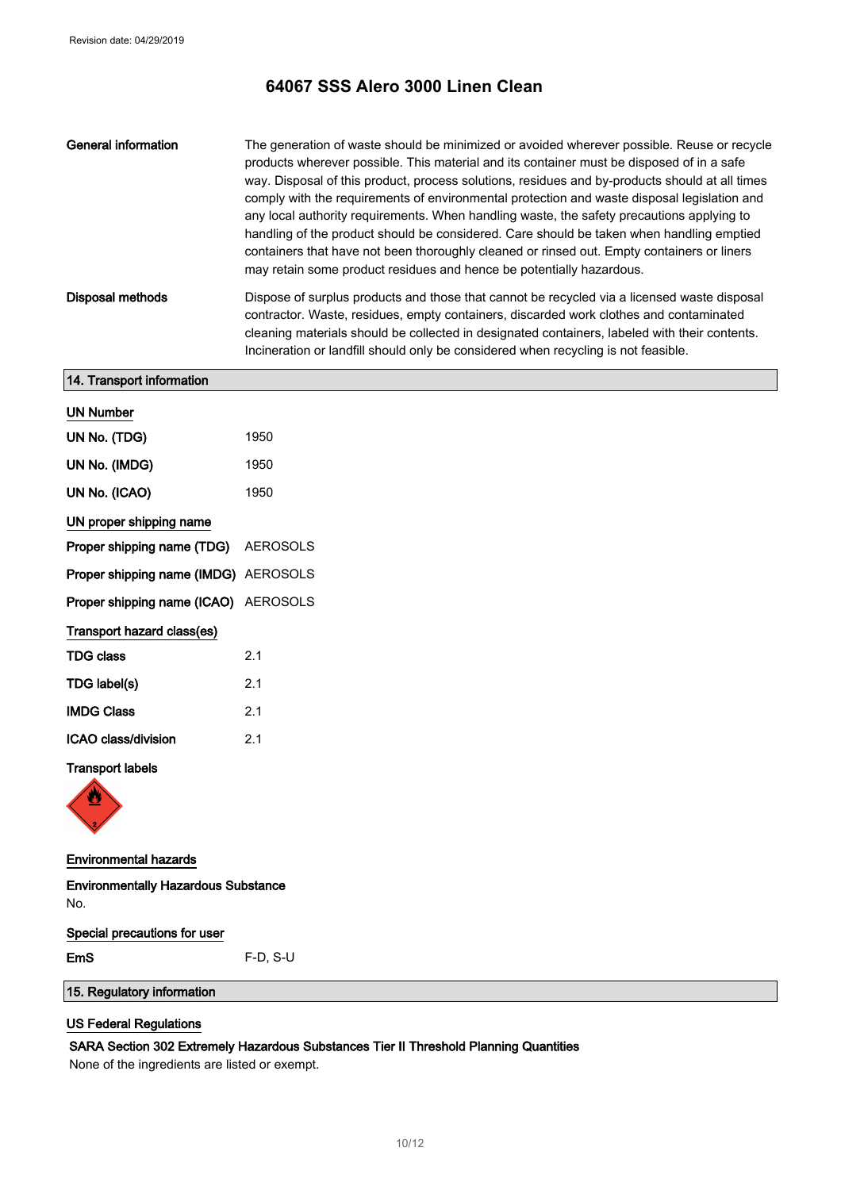Revision date: 04/29/2019

# 64067 SSS Alero 3000 Linen Clean

| | |
|---|---|
| **General information** | The generation of waste should be minimized or avoided wherever possible. Reuse or recycle products wherever possible. This material and its container must be disposed of in a safe way. Disposal of this product, process solutions, residues and by-products should at all times comply with the requirements of environmental protection and waste disposal legislation and any local authority requirements. When handling waste, the safety precautions applying to handling of the product should be considered. Care should be taken when handling emptied containers that have not been thoroughly cleaned or rinsed out. Empty containers or liners may retain some product residues and hence be potentially hazardous. |
| **Disposal methods** | Dispose of surplus products and those that cannot be recycled via a licensed waste disposal contractor. Waste, residues, empty containers, discarded work clothes and contaminated cleaning materials should be collected in designated containers, labeled with their contents. Incineration or landfill should only be considered when recycling is not feasible. |

## 14. Transport information

**UN Number**

| | |
|---|---|
| **UN No. (TDG)** | 1950 |
| **UN No. (IMDG)** | 1950 |
| **UN No. (ICAO)** | 1950 |

**UN proper shipping name**

| | |
|---|---|
| **Proper shipping name (TDG)** | AEROSOLS |
| **Proper shipping name (IMDG)** | AEROSOLS |
| **Proper shipping name (ICAO)** | AEROSOLS |

**Transport hazard class(es)**

| | |
|---|---|
| **TDG class** | 2.1 |
| **TDG label(s)** | 2.1 |
| **IMDG Class** | 2.1 |
| **ICAO class/division** | 2.1 |

**Transport labels**

**Environmental hazards**

**Environmentally Hazardous Substance**

No.

**Special precautions for user**

| | |
|---|---|
| **EmS** | F-D, S-U |

## 15. Regulatory information

**US Federal Regulations**

**SARA Section 302 Extremely Hazardous Substances Tier II Threshold Planning Quantities**

None of the ingredients are listed or exempt.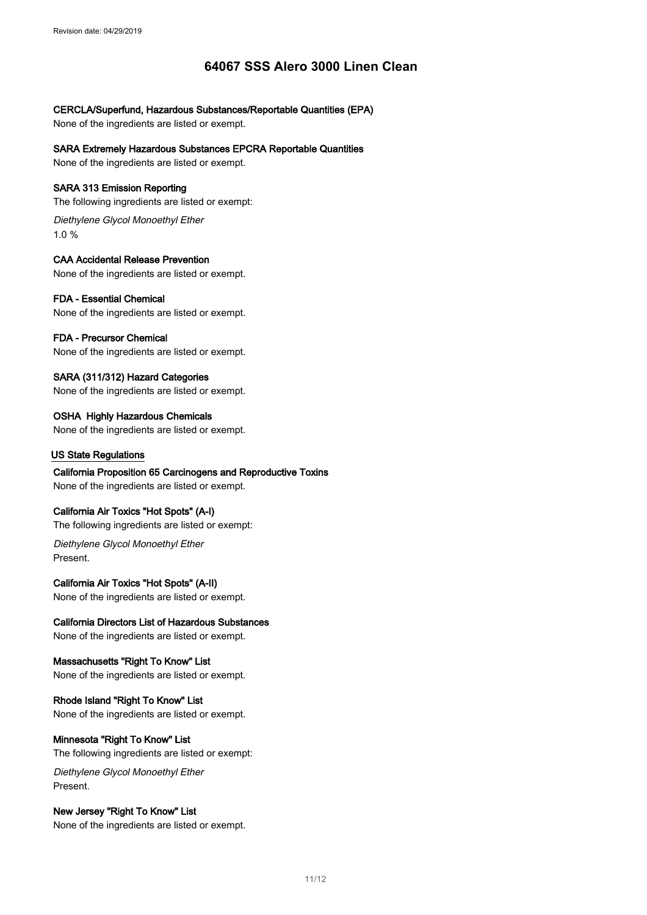**CERCLA/Superfund, Hazardous Substances/Reportable Quantities (EPA)**

None of the ingredients are listed or exempt.

**SARA Extremely Hazardous Substances EPCRA Reportable Quantities**

None of the ingredients are listed or exempt.

**SARA 313 Emission Reporting**

The following ingredients are listed or exempt:

*Diethylene Glycol Monoethyl Ether*

1.0 %

**CAA Accidental Release Prevention**

None of the ingredients are listed or exempt.

**FDA - Essential Chemical**

None of the ingredients are listed or exempt.

**FDA - Precursor Chemical**

None of the ingredients are listed or exempt.

**SARA (311/312) Hazard Categories**

None of the ingredients are listed or exempt.

**OSHA Highly Hazardous Chemicals**

None of the ingredients are listed or exempt.

## US State Regulations

**California Proposition 65 Carcinogens and Reproductive Toxins**

None of the ingredients are listed or exempt.

**California Air Toxics "Hot Spots" (A-I)**

The following ingredients are listed or exempt:

*Diethylene Glycol Monoethyl Ether*

Present.

**California Air Toxics "Hot Spots" (A-II)**

None of the ingredients are listed or exempt.

**California Directors List of Hazardous Substances**

None of the ingredients are listed or exempt.

**Massachusetts "Right To Know" List**

None of the ingredients are listed or exempt.

**Rhode Island "Right To Know" List**

None of the ingredients are listed or exempt.

**Minnesota "Right To Know" List**

The following ingredients are listed or exempt:

*Diethylene Glycol Monoethyl Ether*

Present.

**New Jersey "Right To Know" List**

None of the ingredients are listed or exempt.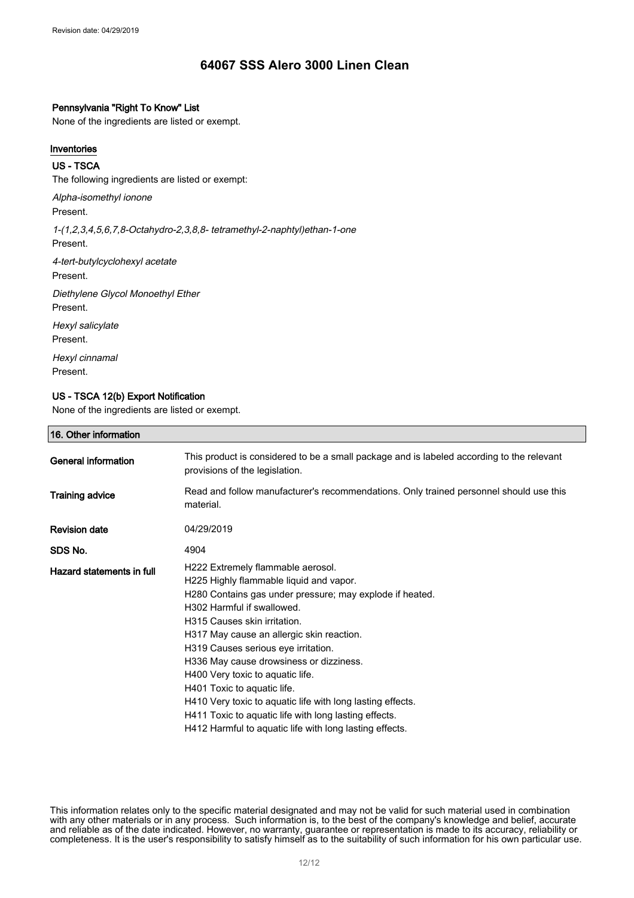### Pennsylvania "Right To Know" List

None of the ingredients are listed or exempt.

### Inventories

#### US - TSCA

The following ingredients are listed or exempt:

*Alpha-isomethyl ionone*

Present.

*1-(1,2,3,4,5,6,7,8-Octahydro-2,3,8,8- tetramethyl-2-naphtyl)ethan-1-one*

Present.

*4-tert-butylcyclohexyl acetate*

Present.

*Diethylene Glycol Monoethyl Ether*

Present.

*Hexyl salicylate*

Present.

*Hexyl cinnamal*

Present.

#### US - TSCA 12(b) Export Notification

None of the ingredients are listed or exempt.

## 16. Other information

| | |
|---|---|
| **General information** | This product is considered to be a small package and is labeled according to the relevant provisions of the legislation. |
| **Training advice** | Read and follow manufacturer's recommendations. Only trained personnel should use this material. |
| **Revision date** | 04/29/2019 |
| **SDS No.** | 4904 |
| **Hazard statements in full** | H222 Extremely flammable aerosol.<br>H225 Highly flammable liquid and vapor.<br>H280 Contains gas under pressure; may explode if heated.<br>H302 Harmful if swallowed.<br>H315 Causes skin irritation.<br>H317 May cause an allergic skin reaction.<br>H319 Causes serious eye irritation.<br>H336 May cause drowsiness or dizziness.<br>H400 Very toxic to aquatic life.<br>H401 Toxic to aquatic life.<br>H410 Very toxic to aquatic life with long lasting effects.<br>H411 Toxic to aquatic life with long lasting effects.<br>H412 Harmful to aquatic life with long lasting effects. |

This information relates only to the specific material designated and may not be valid for such material used in combination with any other materials or in any process. Such information is, to the best of the company's knowledge and belief, accurate and reliable as of the date indicated. However, no warranty, guarantee or representation is made to its accuracy, reliability or completeness. It is the user's responsibility to satisfy himself as to the suitability of such information for his own particular use.